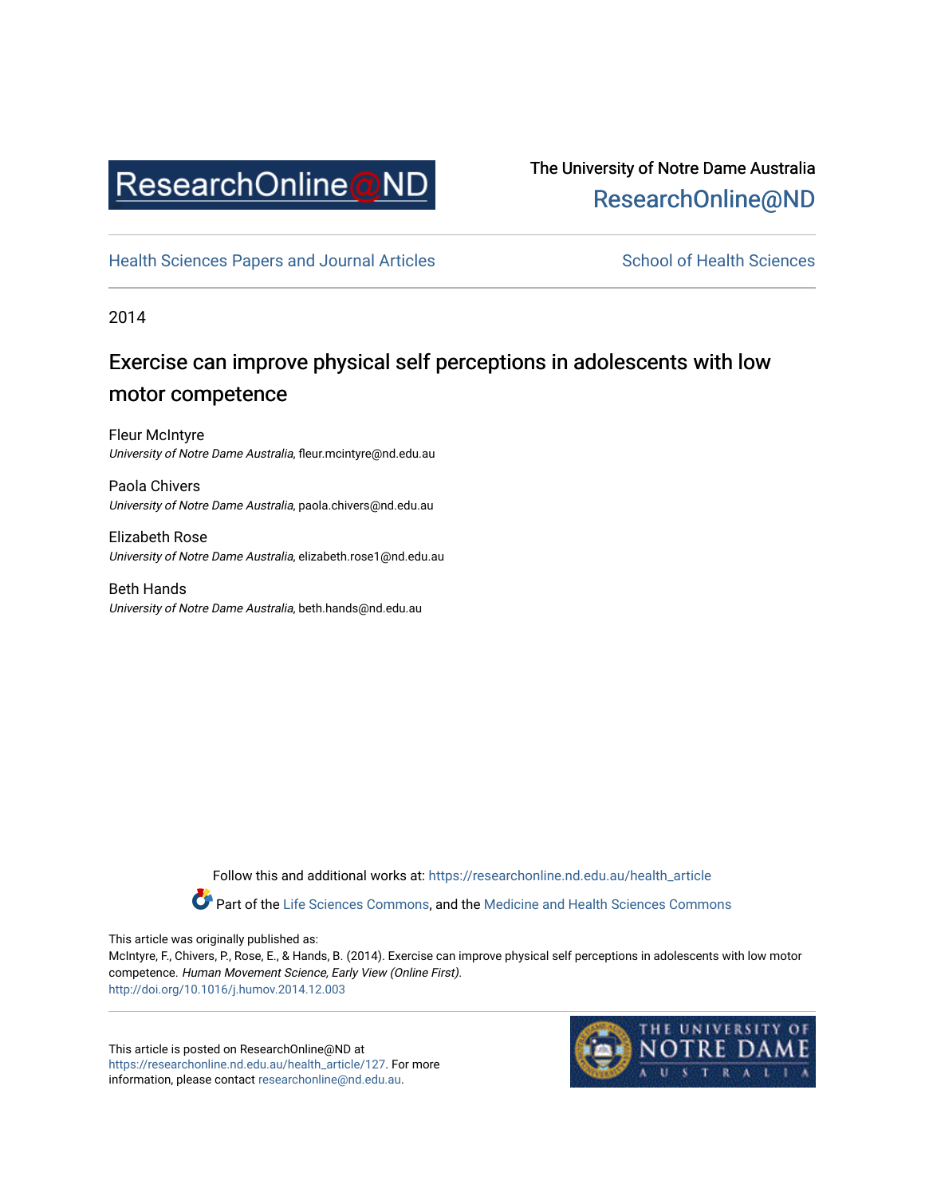The University of Notre Dame Australia
ResearchOnline@ND

Health Sciences Papers and Journal Articles

School of Health Sciences

2014

# Exercise can improve physical self perceptions in adolescents with low motor competence

Fleur McIntyre
*University of Notre Dame Australia*, fleur.mcintyre@nd.edu.au

Paola Chivers
*University of Notre Dame Australia*, paola.chivers@nd.edu.au

Elizabeth Rose
*University of Notre Dame Australia*, elizabeth.rose1@nd.edu.au

Beth Hands
*University of Notre Dame Australia*, beth.hands@nd.edu.au

Follow this and additional works at: https://researchonline.nd.edu.au/health_article

Part of the Life Sciences Commons, and the Medicine and Health Sciences Commons

This article was originally published as:
McIntyre, F., Chivers, P., Rose, E., & Hands, B. (2014). Exercise can improve physical self perceptions in adolescents with low motor competence. *Human Movement Science, Early View (Online First).*
http://doi.org/10.1016/j.humov.2014.12.003

This article is posted on ResearchOnline@ND at https://researchonline.nd.edu.au/health_article/127. For more information, please contact researchonline@nd.edu.au.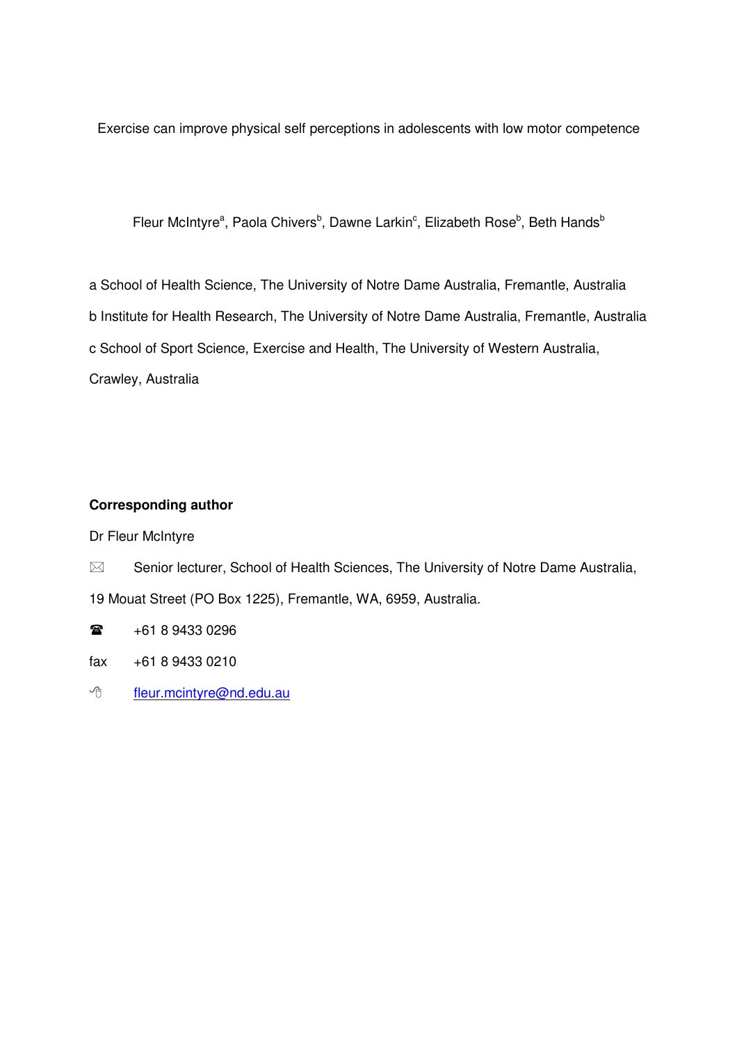Exercise can improve physical self perceptions in adolescents with low motor competence

Fleur McIntyre[a], Paola Chivers[b], Dawne Larkin[c], Elizabeth Rose[b], Beth Hands[b]

a School of Health Science, The University of Notre Dame Australia, Fremantle, Australia

b Institute for Health Research, The University of Notre Dame Australia, Fremantle, Australia

c School of Sport Science, Exercise and Health, The University of Western Australia, Crawley, Australia

**Corresponding author**

Dr Fleur McIntyre

✉ Senior lecturer, School of Health Sciences, The University of Notre Dame Australia, 19 Mouat Street (PO Box 1225), Fremantle, WA, 6959, Australia.

☎ +61 8 9433 0296

fax +61 8 9433 0210

fleur.mcintyre@nd.edu.au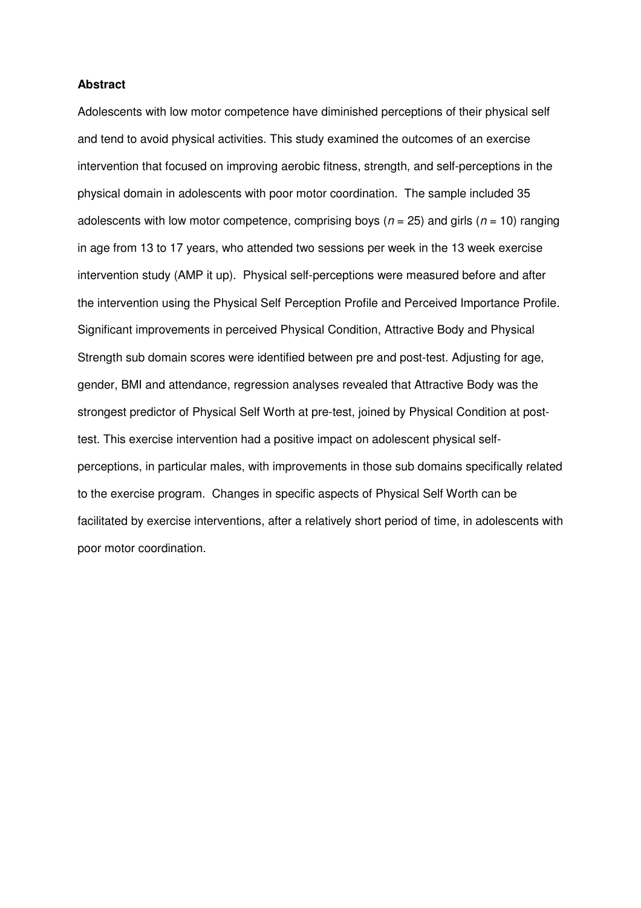**Abstract**

Adolescents with low motor competence have diminished perceptions of their physical self and tend to avoid physical activities. This study examined the outcomes of an exercise intervention that focused on improving aerobic fitness, strength, and self-perceptions in the physical domain in adolescents with poor motor coordination. The sample included 35 adolescents with low motor competence, comprising boys ($n$ = 25) and girls ($n$ = 10) ranging in age from 13 to 17 years, who attended two sessions per week in the 13 week exercise intervention study (AMP it up). Physical self-perceptions were measured before and after the intervention using the Physical Self Perception Profile and Perceived Importance Profile. Significant improvements in perceived Physical Condition, Attractive Body and Physical Strength sub domain scores were identified between pre and post-test. Adjusting for age, gender, BMI and attendance, regression analyses revealed that Attractive Body was the strongest predictor of Physical Self Worth at pre-test, joined by Physical Condition at post-test. This exercise intervention had a positive impact on adolescent physical self-perceptions, in particular males, with improvements in those sub domains specifically related to the exercise program. Changes in specific aspects of Physical Self Worth can be facilitated by exercise interventions, after a relatively short period of time, in adolescents with poor motor coordination.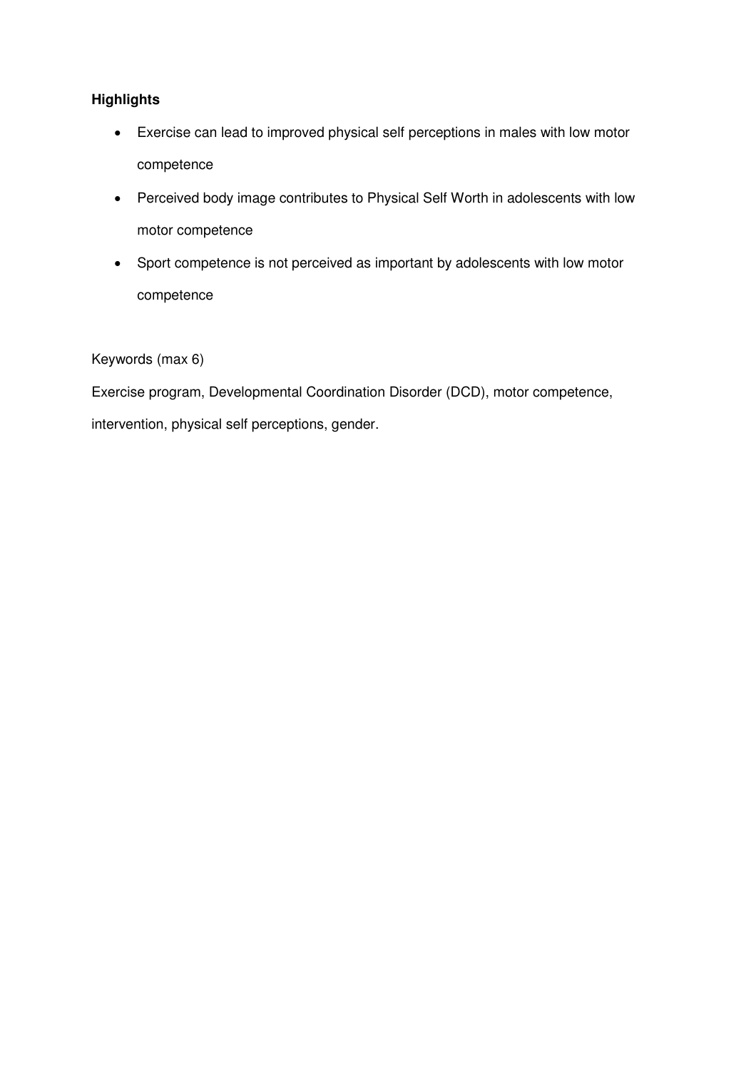**Highlights**

- Exercise can lead to improved physical self perceptions in males with low motor competence
- Perceived body image contributes to Physical Self Worth in adolescents with low motor competence
- Sport competence is not perceived as important by adolescents with low motor competence

Keywords (max 6)

Exercise program, Developmental Coordination Disorder (DCD), motor competence, intervention, physical self perceptions, gender.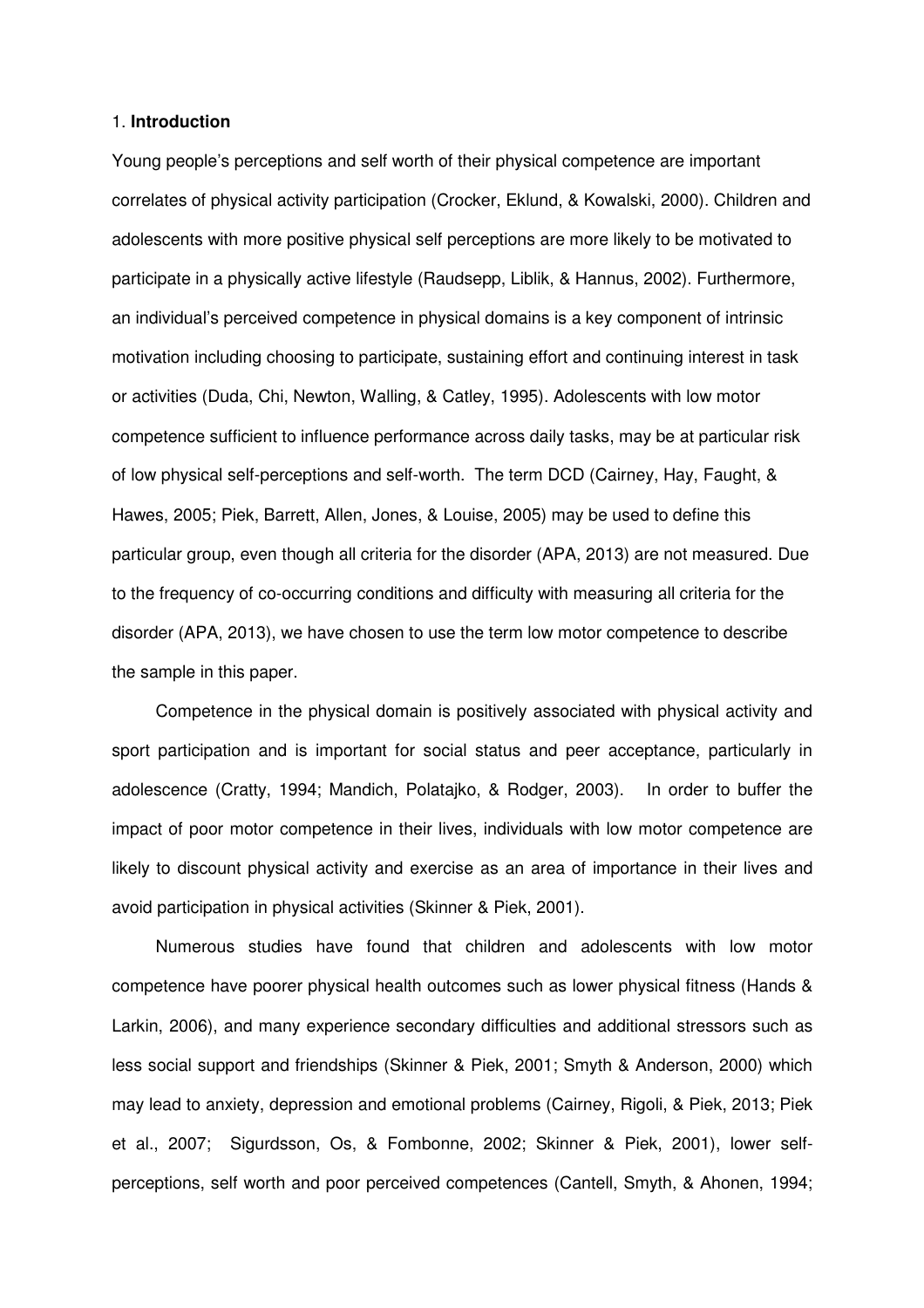## 1. **Introduction**

Young people's perceptions and self worth of their physical competence are important correlates of physical activity participation (Crocker, Eklund, & Kowalski, 2000). Children and adolescents with more positive physical self perceptions are more likely to be motivated to participate in a physically active lifestyle (Raudsepp, Liblik, & Hannus, 2002). Furthermore, an individual's perceived competence in physical domains is a key component of intrinsic motivation including choosing to participate, sustaining effort and continuing interest in task or activities (Duda, Chi, Newton, Walling, & Catley, 1995). Adolescents with low motor competence sufficient to influence performance across daily tasks, may be at particular risk of low physical self-perceptions and self-worth. The term DCD (Cairney, Hay, Faught, & Hawes, 2005; Piek, Barrett, Allen, Jones, & Louise, 2005) may be used to define this particular group, even though all criteria for the disorder (APA, 2013) are not measured. Due to the frequency of co-occurring conditions and difficulty with measuring all criteria for the disorder (APA, 2013), we have chosen to use the term low motor competence to describe the sample in this paper.

Competence in the physical domain is positively associated with physical activity and sport participation and is important for social status and peer acceptance, particularly in adolescence (Cratty, 1994; Mandich, Polatajko, & Rodger, 2003). In order to buffer the impact of poor motor competence in their lives, individuals with low motor competence are likely to discount physical activity and exercise as an area of importance in their lives and avoid participation in physical activities (Skinner & Piek, 2001).

Numerous studies have found that children and adolescents with low motor competence have poorer physical health outcomes such as lower physical fitness (Hands & Larkin, 2006), and many experience secondary difficulties and additional stressors such as less social support and friendships (Skinner & Piek, 2001; Smyth & Anderson, 2000) which may lead to anxiety, depression and emotional problems (Cairney, Rigoli, & Piek, 2013; Piek et al., 2007; Sigurdsson, Os, & Fombonne, 2002; Skinner & Piek, 2001), lower self-perceptions, self worth and poor perceived competences (Cantell, Smyth, & Ahonen, 1994;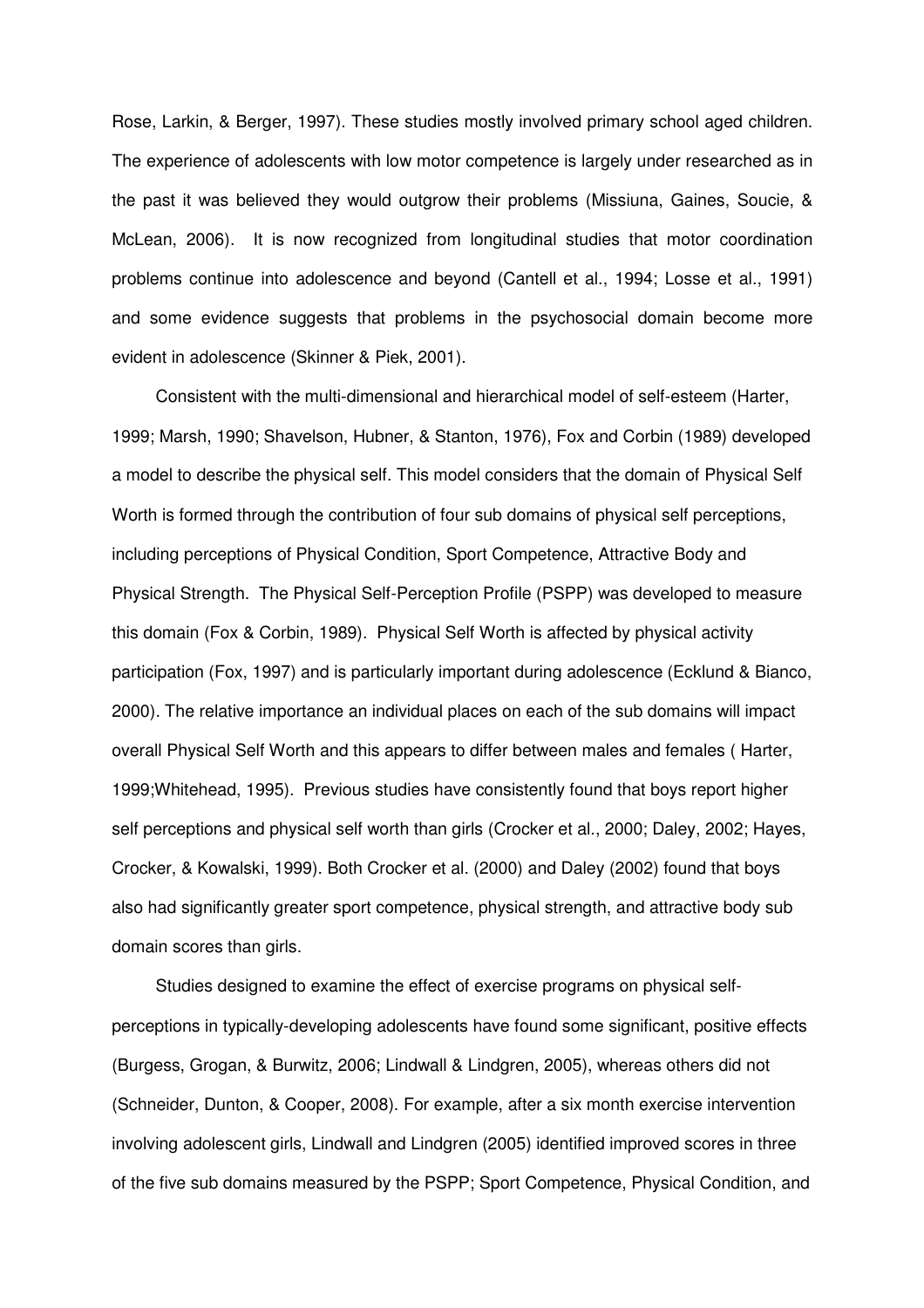Rose, Larkin, & Berger, 1997). These studies mostly involved primary school aged children. The experience of adolescents with low motor competence is largely under researched as in the past it was believed they would outgrow their problems (Missiuna, Gaines, Soucie, & McLean, 2006). It is now recognized from longitudinal studies that motor coordination problems continue into adolescence and beyond (Cantell et al., 1994; Losse et al., 1991) and some evidence suggests that problems in the psychosocial domain become more evident in adolescence (Skinner & Piek, 2001).

Consistent with the multi-dimensional and hierarchical model of self-esteem (Harter, 1999; Marsh, 1990; Shavelson, Hubner, & Stanton, 1976), Fox and Corbin (1989) developed a model to describe the physical self. This model considers that the domain of Physical Self Worth is formed through the contribution of four sub domains of physical self perceptions, including perceptions of Physical Condition, Sport Competence, Attractive Body and Physical Strength. The Physical Self-Perception Profile (PSPP) was developed to measure this domain (Fox & Corbin, 1989). Physical Self Worth is affected by physical activity participation (Fox, 1997) and is particularly important during adolescence (Ecklund & Bianco, 2000). The relative importance an individual places on each of the sub domains will impact overall Physical Self Worth and this appears to differ between males and females ( Harter, 1999;Whitehead, 1995). Previous studies have consistently found that boys report higher self perceptions and physical self worth than girls (Crocker et al., 2000; Daley, 2002; Hayes, Crocker, & Kowalski, 1999). Both Crocker et al. (2000) and Daley (2002) found that boys also had significantly greater sport competence, physical strength, and attractive body sub domain scores than girls.

Studies designed to examine the effect of exercise programs on physical self-perceptions in typically-developing adolescents have found some significant, positive effects (Burgess, Grogan, & Burwitz, 2006; Lindwall & Lindgren, 2005), whereas others did not (Schneider, Dunton, & Cooper, 2008). For example, after a six month exercise intervention involving adolescent girls, Lindwall and Lindgren (2005) identified improved scores in three of the five sub domains measured by the PSPP; Sport Competence, Physical Condition, and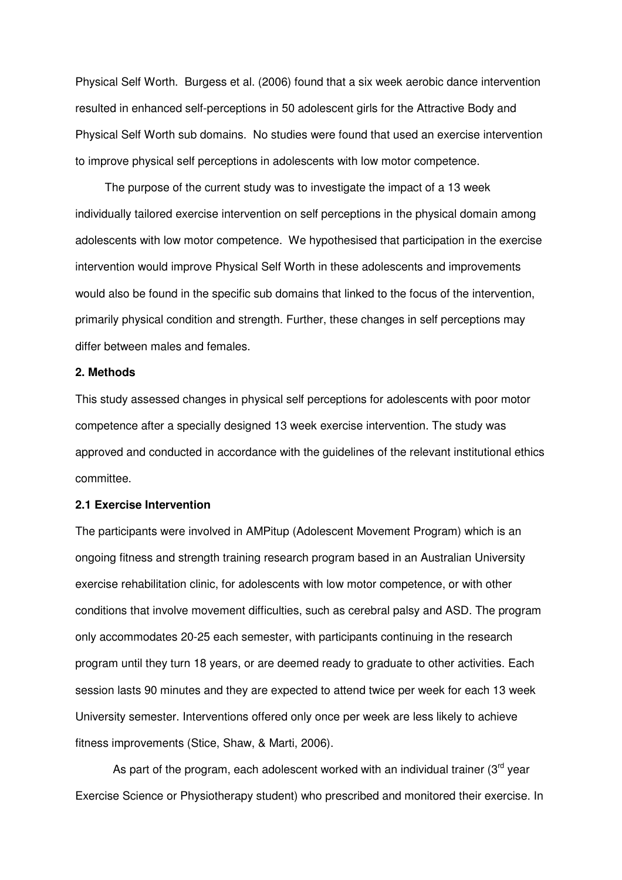Physical Self Worth. Burgess et al. (2006) found that a six week aerobic dance intervention resulted in enhanced self-perceptions in 50 adolescent girls for the Attractive Body and Physical Self Worth sub domains. No studies were found that used an exercise intervention to improve physical self perceptions in adolescents with low motor competence.

The purpose of the current study was to investigate the impact of a 13 week individually tailored exercise intervention on self perceptions in the physical domain among adolescents with low motor competence. We hypothesised that participation in the exercise intervention would improve Physical Self Worth in these adolescents and improvements would also be found in the specific sub domains that linked to the focus of the intervention, primarily physical condition and strength. Further, these changes in self perceptions may differ between males and females.

## 2. Methods

This study assessed changes in physical self perceptions for adolescents with poor motor competence after a specially designed 13 week exercise intervention. The study was approved and conducted in accordance with the guidelines of the relevant institutional ethics committee.

### 2.1 Exercise Intervention

The participants were involved in AMPitup (Adolescent Movement Program) which is an ongoing fitness and strength training research program based in an Australian University exercise rehabilitation clinic, for adolescents with low motor competence, or with other conditions that involve movement difficulties, such as cerebral palsy and ASD. The program only accommodates 20-25 each semester, with participants continuing in the research program until they turn 18 years, or are deemed ready to graduate to other activities. Each session lasts 90 minutes and they are expected to attend twice per week for each 13 week University semester. Interventions offered only once per week are less likely to achieve fitness improvements (Stice, Shaw, & Marti, 2006).

As part of the program, each adolescent worked with an individual trainer (3rd year Exercise Science or Physiotherapy student) who prescribed and monitored their exercise. In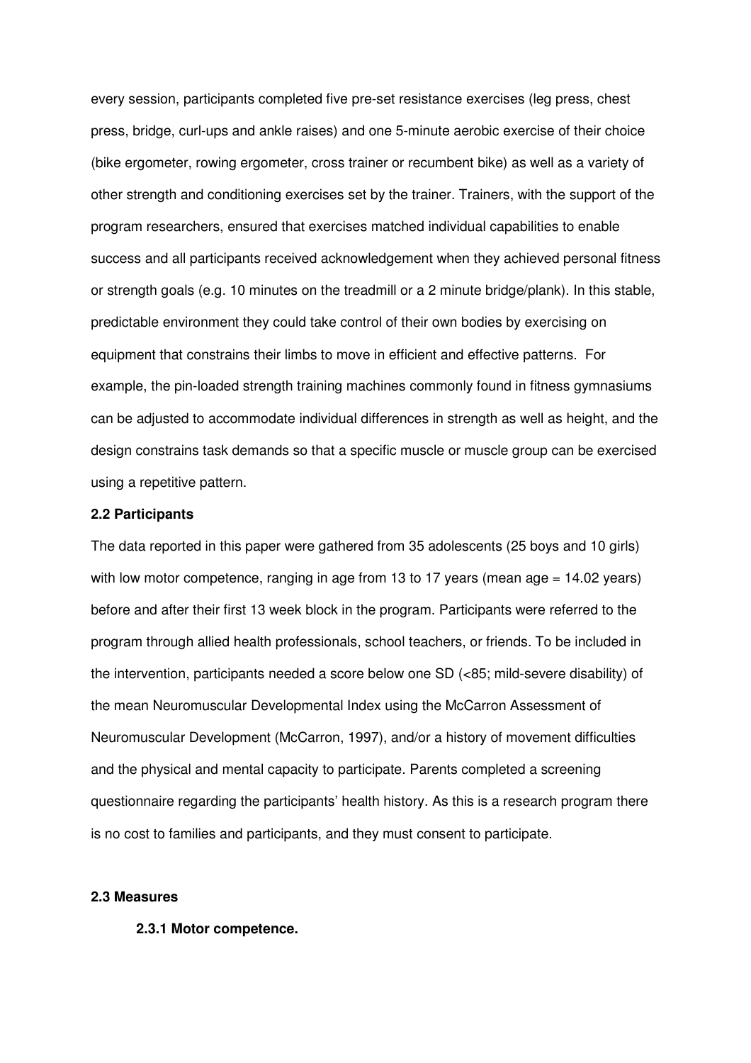every session, participants completed five pre-set resistance exercises (leg press, chest press, bridge, curl-ups and ankle raises) and one 5-minute aerobic exercise of their choice (bike ergometer, rowing ergometer, cross trainer or recumbent bike) as well as a variety of other strength and conditioning exercises set by the trainer. Trainers, with the support of the program researchers, ensured that exercises matched individual capabilities to enable success and all participants received acknowledgement when they achieved personal fitness or strength goals (e.g. 10 minutes on the treadmill or a 2 minute bridge/plank). In this stable, predictable environment they could take control of their own bodies by exercising on equipment that constrains their limbs to move in efficient and effective patterns. For example, the pin-loaded strength training machines commonly found in fitness gymnasiums can be adjusted to accommodate individual differences in strength as well as height, and the design constrains task demands so that a specific muscle or muscle group can be exercised using a repetitive pattern.

### 2.2 Participants

The data reported in this paper were gathered from 35 adolescents (25 boys and 10 girls) with low motor competence, ranging in age from 13 to 17 years (mean age = 14.02 years) before and after their first 13 week block in the program. Participants were referred to the program through allied health professionals, school teachers, or friends. To be included in the intervention, participants needed a score below one SD (<85; mild-severe disability) of the mean Neuromuscular Developmental Index using the McCarron Assessment of Neuromuscular Development (McCarron, 1997), and/or a history of movement difficulties and the physical and mental capacity to participate. Parents completed a screening questionnaire regarding the participants' health history. As this is a research program there is no cost to families and participants, and they must consent to participate.

### 2.3 Measures

#### 2.3.1 Motor competence.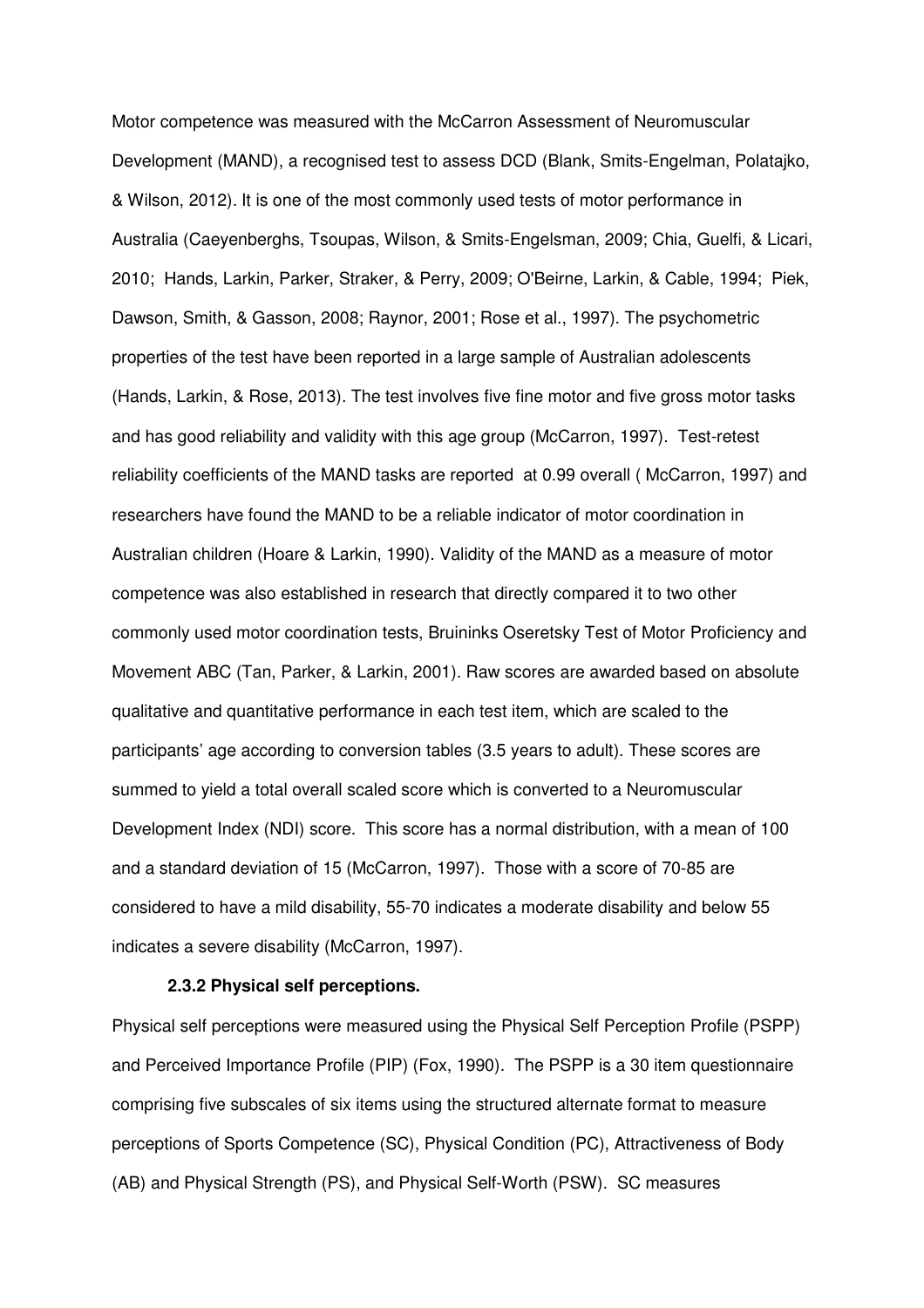Motor competence was measured with the McCarron Assessment of Neuromuscular Development (MAND), a recognised test to assess DCD (Blank, Smits-Engelman, Polatajko, & Wilson, 2012). It is one of the most commonly used tests of motor performance in Australia (Caeyenberghs, Tsoupas, Wilson, & Smits-Engelsman, 2009; Chia, Guelfi, & Licari, 2010; Hands, Larkin, Parker, Straker, & Perry, 2009; O'Beirne, Larkin, & Cable, 1994; Piek, Dawson, Smith, & Gasson, 2008; Raynor, 2001; Rose et al., 1997). The psychometric properties of the test have been reported in a large sample of Australian adolescents (Hands, Larkin, & Rose, 2013). The test involves five fine motor and five gross motor tasks and has good reliability and validity with this age group (McCarron, 1997). Test-retest reliability coefficients of the MAND tasks are reported at 0.99 overall ( McCarron, 1997) and researchers have found the MAND to be a reliable indicator of motor coordination in Australian children (Hoare & Larkin, 1990). Validity of the MAND as a measure of motor competence was also established in research that directly compared it to two other commonly used motor coordination tests, Bruininks Oseretsky Test of Motor Proficiency and Movement ABC (Tan, Parker, & Larkin, 2001). Raw scores are awarded based on absolute qualitative and quantitative performance in each test item, which are scaled to the participants' age according to conversion tables (3.5 years to adult). These scores are summed to yield a total overall scaled score which is converted to a Neuromuscular Development Index (NDI) score. This score has a normal distribution, with a mean of 100 and a standard deviation of 15 (McCarron, 1997). Those with a score of 70-85 are considered to have a mild disability, 55-70 indicates a moderate disability and below 55 indicates a severe disability (McCarron, 1997).

### 2.3.2 Physical self perceptions.

Physical self perceptions were measured using the Physical Self Perception Profile (PSPP) and Perceived Importance Profile (PIP) (Fox, 1990). The PSPP is a 30 item questionnaire comprising five subscales of six items using the structured alternate format to measure perceptions of Sports Competence (SC), Physical Condition (PC), Attractiveness of Body (AB) and Physical Strength (PS), and Physical Self-Worth (PSW). SC measures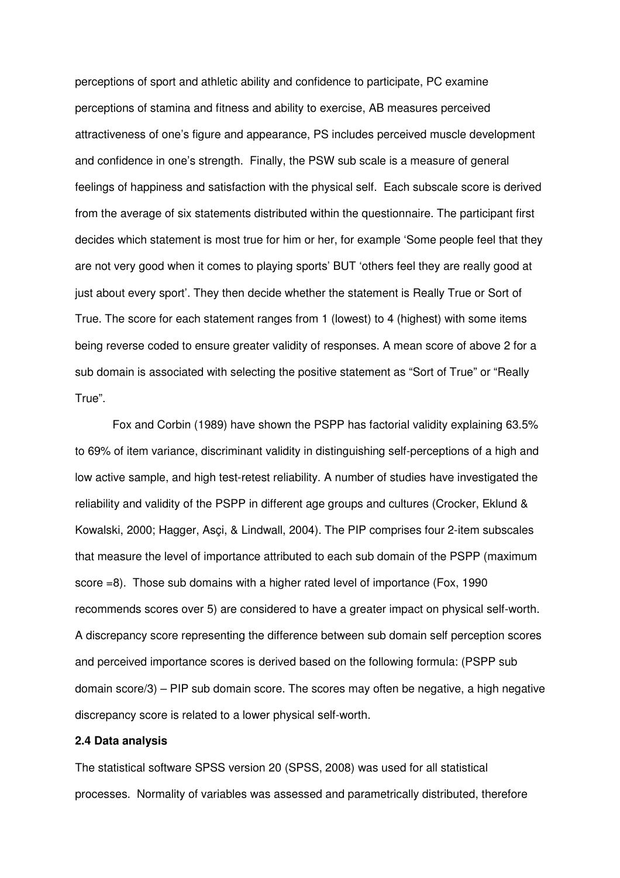perceptions of sport and athletic ability and confidence to participate, PC examine perceptions of stamina and fitness and ability to exercise, AB measures perceived attractiveness of one's figure and appearance, PS includes perceived muscle development and confidence in one's strength. Finally, the PSW sub scale is a measure of general feelings of happiness and satisfaction with the physical self. Each subscale score is derived from the average of six statements distributed within the questionnaire. The participant first decides which statement is most true for him or her, for example 'Some people feel that they are not very good when it comes to playing sports' BUT 'others feel they are really good at just about every sport'. They then decide whether the statement is Really True or Sort of True. The score for each statement ranges from 1 (lowest) to 4 (highest) with some items being reverse coded to ensure greater validity of responses. A mean score of above 2 for a sub domain is associated with selecting the positive statement as "Sort of True" or "Really True".

Fox and Corbin (1989) have shown the PSPP has factorial validity explaining 63.5% to 69% of item variance, discriminant validity in distinguishing self-perceptions of a high and low active sample, and high test-retest reliability. A number of studies have investigated the reliability and validity of the PSPP in different age groups and cultures (Crocker, Eklund & Kowalski, 2000; Hagger, Asçi, & Lindwall, 2004). The PIP comprises four 2-item subscales that measure the level of importance attributed to each sub domain of the PSPP (maximum score =8). Those sub domains with a higher rated level of importance (Fox, 1990 recommends scores over 5) are considered to have a greater impact on physical self-worth. A discrepancy score representing the difference between sub domain self perception scores and perceived importance scores is derived based on the following formula: (PSPP sub domain score/3) – PIP sub domain score. The scores may often be negative, a high negative discrepancy score is related to a lower physical self-worth.

**2.4 Data analysis**

The statistical software SPSS version 20 (SPSS, 2008) was used for all statistical processes. Normality of variables was assessed and parametrically distributed, therefore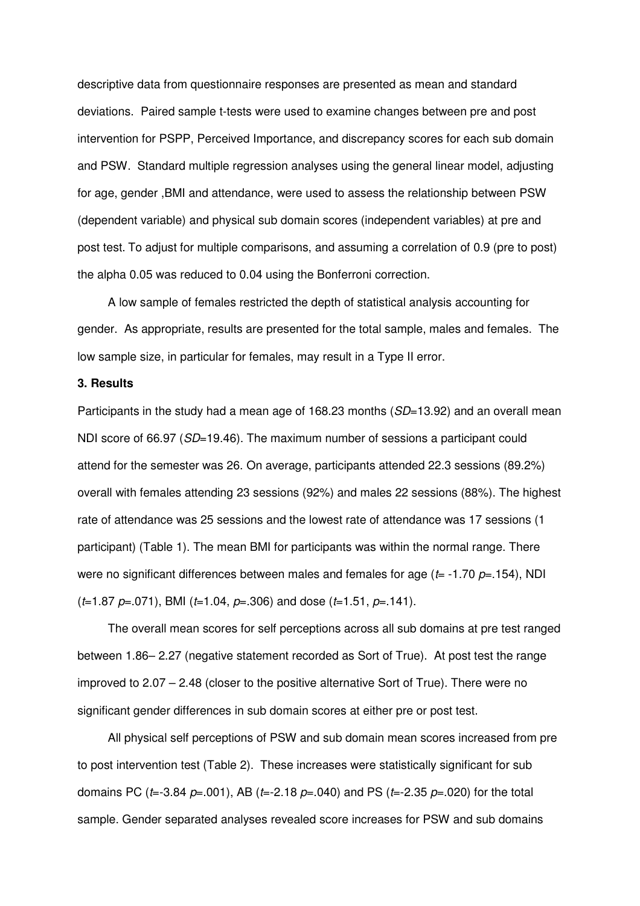descriptive data from questionnaire responses are presented as mean and standard deviations. Paired sample t-tests were used to examine changes between pre and post intervention for PSPP, Perceived Importance, and discrepancy scores for each sub domain and PSW. Standard multiple regression analyses using the general linear model, adjusting for age, gender ,BMI and attendance, were used to assess the relationship between PSW (dependent variable) and physical sub domain scores (independent variables) at pre and post test. To adjust for multiple comparisons, and assuming a correlation of 0.9 (pre to post) the alpha 0.05 was reduced to 0.04 using the Bonferroni correction.

A low sample of females restricted the depth of statistical analysis accounting for gender. As appropriate, results are presented for the total sample, males and females. The low sample size, in particular for females, may result in a Type II error.

**3. Results**

Participants in the study had a mean age of 168.23 months (*SD*=13.92) and an overall mean NDI score of 66.97 (*SD*=19.46). The maximum number of sessions a participant could attend for the semester was 26. On average, participants attended 22.3 sessions (89.2%) overall with females attending 23 sessions (92%) and males 22 sessions (88%). The highest rate of attendance was 25 sessions and the lowest rate of attendance was 17 sessions (1 participant) (Table 1). The mean BMI for participants was within the normal range. There were no significant differences between males and females for age ($t$= -1.70 $p$=.154), NDI ($t$=1.87 $p$=.071), BMI ($t$=1.04, $p$=.306) and dose ($t$=1.51, $p$=.141).

The overall mean scores for self perceptions across all sub domains at pre test ranged between 1.86– 2.27 (negative statement recorded as Sort of True). At post test the range improved to 2.07 – 2.48 (closer to the positive alternative Sort of True). There were no significant gender differences in sub domain scores at either pre or post test.

All physical self perceptions of PSW and sub domain mean scores increased from pre to post intervention test (Table 2). These increases were statistically significant for sub domains PC ($t$=-3.84 $p$=.001), AB ($t$=-2.18 $p$=.040) and PS ($t$=-2.35 $p$=.020) for the total sample. Gender separated analyses revealed score increases for PSW and sub domains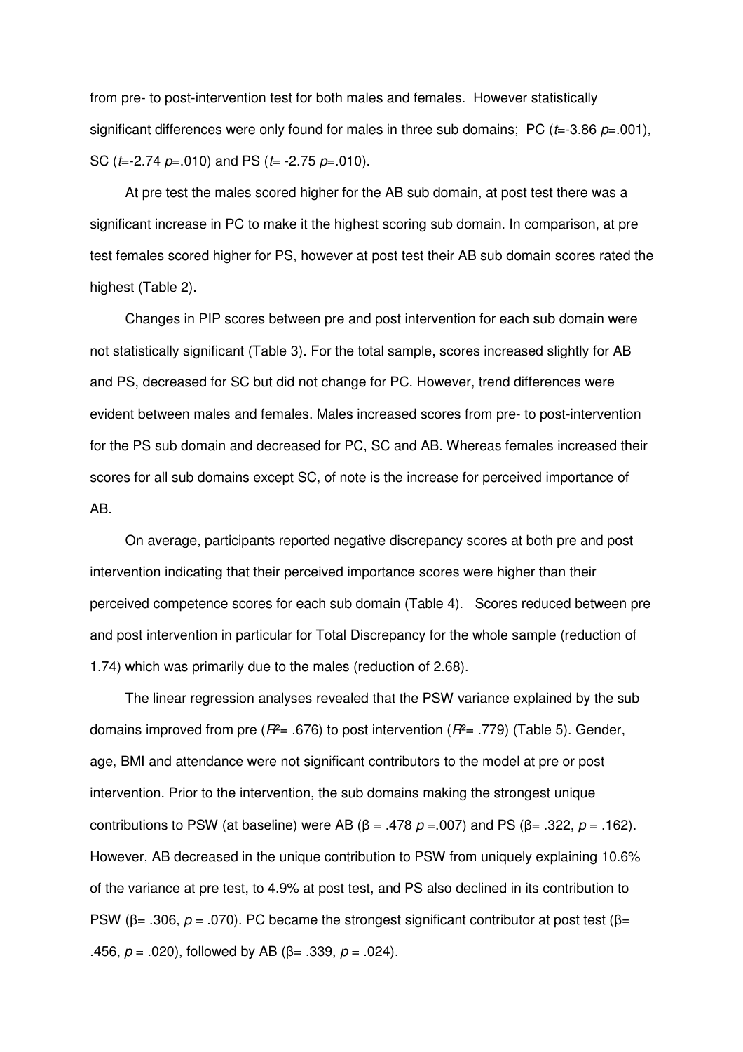from pre- to post-intervention test for both males and females. However statistically significant differences were only found for males in three sub domains; PC ($t$=-3.86 $p$=.001), SC ($t$=-2.74 $p$=.010) and PS ($t$= -2.75 $p$=.010).

At pre test the males scored higher for the AB sub domain, at post test there was a significant increase in PC to make it the highest scoring sub domain. In comparison, at pre test females scored higher for PS, however at post test their AB sub domain scores rated the highest (Table 2).

Changes in PIP scores between pre and post intervention for each sub domain were not statistically significant (Table 3). For the total sample, scores increased slightly for AB and PS, decreased for SC but did not change for PC. However, trend differences were evident between males and females. Males increased scores from pre- to post-intervention for the PS sub domain and decreased for PC, SC and AB. Whereas females increased their scores for all sub domains except SC, of note is the increase for perceived importance of AB.

On average, participants reported negative discrepancy scores at both pre and post intervention indicating that their perceived importance scores were higher than their perceived competence scores for each sub domain (Table 4). Scores reduced between pre and post intervention in particular for Total Discrepancy for the whole sample (reduction of 1.74) which was primarily due to the males (reduction of 2.68).

The linear regression analyses revealed that the PSW variance explained by the sub domains improved from pre ($R^2$= .676) to post intervention ($R^2$= .779) (Table 5). Gender, age, BMI and attendance were not significant contributors to the model at pre or post intervention. Prior to the intervention, the sub domains making the strongest unique contributions to PSW (at baseline) were AB ($\beta$ = .478 $p$ =.007) and PS ($\beta$= .322, $p$ = .162). However, AB decreased in the unique contribution to PSW from uniquely explaining 10.6% of the variance at pre test, to 4.9% at post test, and PS also declined in its contribution to PSW ($\beta$= .306, $p$ = .070). PC became the strongest significant contributor at post test ($\beta$= .456, $p$ = .020), followed by AB ($\beta$= .339, $p$ = .024).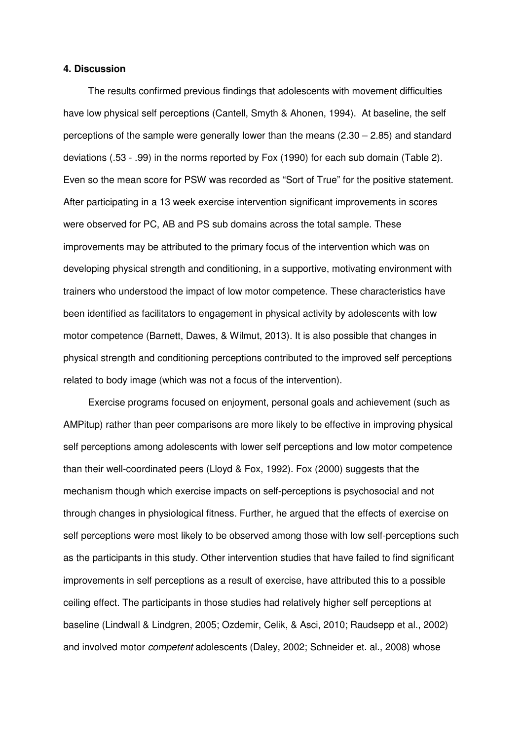#### 4. Discussion

The results confirmed previous findings that adolescents with movement difficulties have low physical self perceptions (Cantell, Smyth & Ahonen, 1994). At baseline, the self perceptions of the sample were generally lower than the means (2.30 – 2.85) and standard deviations (.53 - .99) in the norms reported by Fox (1990) for each sub domain (Table 2). Even so the mean score for PSW was recorded as "Sort of True" for the positive statement. After participating in a 13 week exercise intervention significant improvements in scores were observed for PC, AB and PS sub domains across the total sample. These improvements may be attributed to the primary focus of the intervention which was on developing physical strength and conditioning, in a supportive, motivating environment with trainers who understood the impact of low motor competence. These characteristics have been identified as facilitators to engagement in physical activity by adolescents with low motor competence (Barnett, Dawes, & Wilmut, 2013). It is also possible that changes in physical strength and conditioning perceptions contributed to the improved self perceptions related to body image (which was not a focus of the intervention).

Exercise programs focused on enjoyment, personal goals and achievement (such as AMPitup) rather than peer comparisons are more likely to be effective in improving physical self perceptions among adolescents with lower self perceptions and low motor competence than their well-coordinated peers (Lloyd & Fox, 1992). Fox (2000) suggests that the mechanism though which exercise impacts on self-perceptions is psychosocial and not through changes in physiological fitness. Further, he argued that the effects of exercise on self perceptions were most likely to be observed among those with low self-perceptions such as the participants in this study. Other intervention studies that have failed to find significant improvements in self perceptions as a result of exercise, have attributed this to a possible ceiling effect. The participants in those studies had relatively higher self perceptions at baseline (Lindwall & Lindgren, 2005; Ozdemir, Celik, & Asci, 2010; Raudsepp et al., 2002) and involved motor *competent* adolescents (Daley, 2002; Schneider et. al., 2008) whose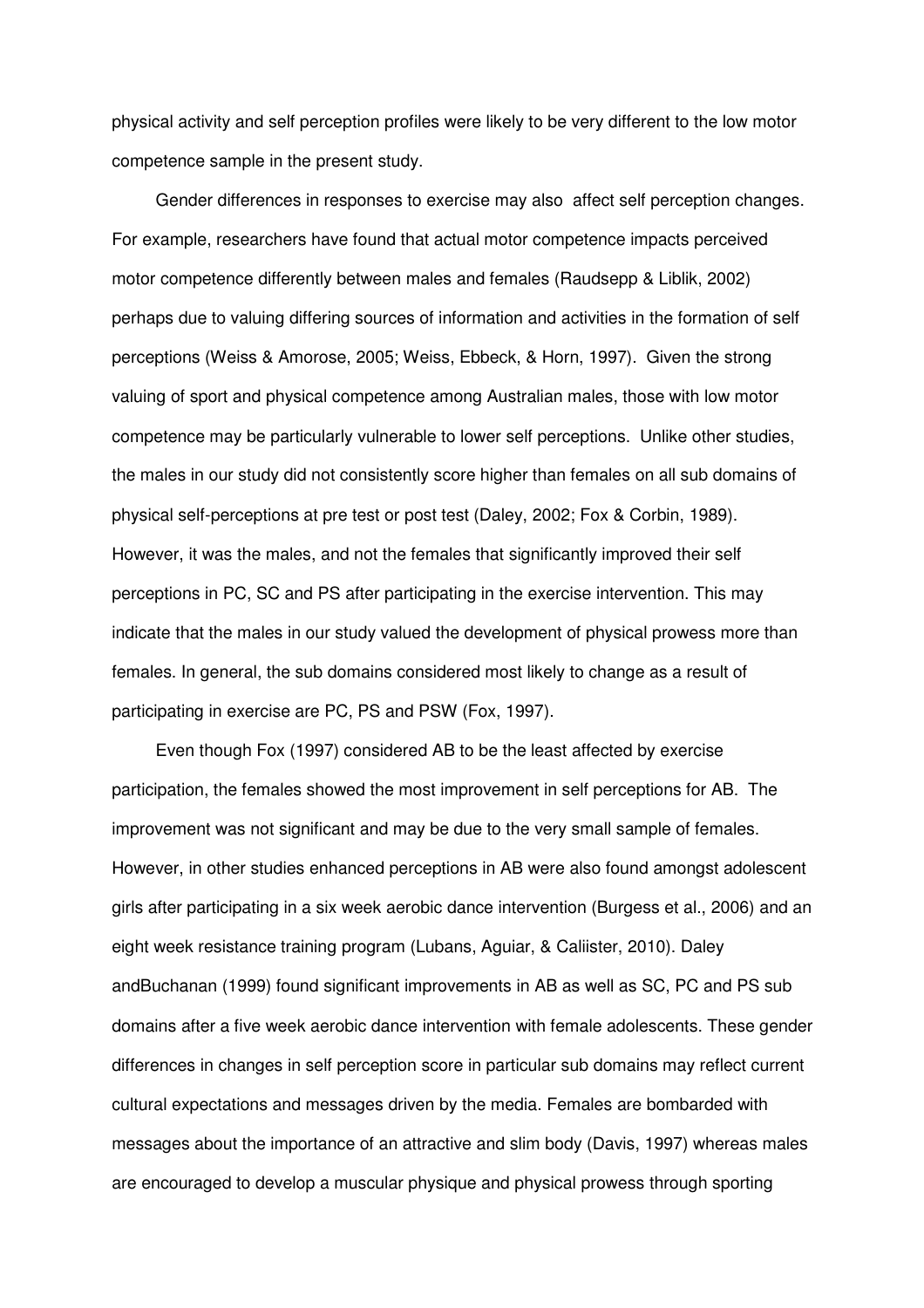physical activity and self perception profiles were likely to be very different to the low motor competence sample in the present study.

Gender differences in responses to exercise may also affect self perception changes. For example, researchers have found that actual motor competence impacts perceived motor competence differently between males and females (Raudsepp & Liblik, 2002) perhaps due to valuing differing sources of information and activities in the formation of self perceptions (Weiss & Amorose, 2005; Weiss, Ebbeck, & Horn, 1997). Given the strong valuing of sport and physical competence among Australian males, those with low motor competence may be particularly vulnerable to lower self perceptions. Unlike other studies, the males in our study did not consistently score higher than females on all sub domains of physical self-perceptions at pre test or post test (Daley, 2002; Fox & Corbin, 1989). However, it was the males, and not the females that significantly improved their self perceptions in PC, SC and PS after participating in the exercise intervention. This may indicate that the males in our study valued the development of physical prowess more than females. In general, the sub domains considered most likely to change as a result of participating in exercise are PC, PS and PSW (Fox, 1997).

Even though Fox (1997) considered AB to be the least affected by exercise participation, the females showed the most improvement in self perceptions for AB. The improvement was not significant and may be due to the very small sample of females. However, in other studies enhanced perceptions in AB were also found amongst adolescent girls after participating in a six week aerobic dance intervention (Burgess et al., 2006) and an eight week resistance training program (Lubans, Aguiar, & Caliister, 2010). Daley andBuchanan (1999) found significant improvements in AB as well as SC, PC and PS sub domains after a five week aerobic dance intervention with female adolescents. These gender differences in changes in self perception score in particular sub domains may reflect current cultural expectations and messages driven by the media. Females are bombarded with messages about the importance of an attractive and slim body (Davis, 1997) whereas males are encouraged to develop a muscular physique and physical prowess through sporting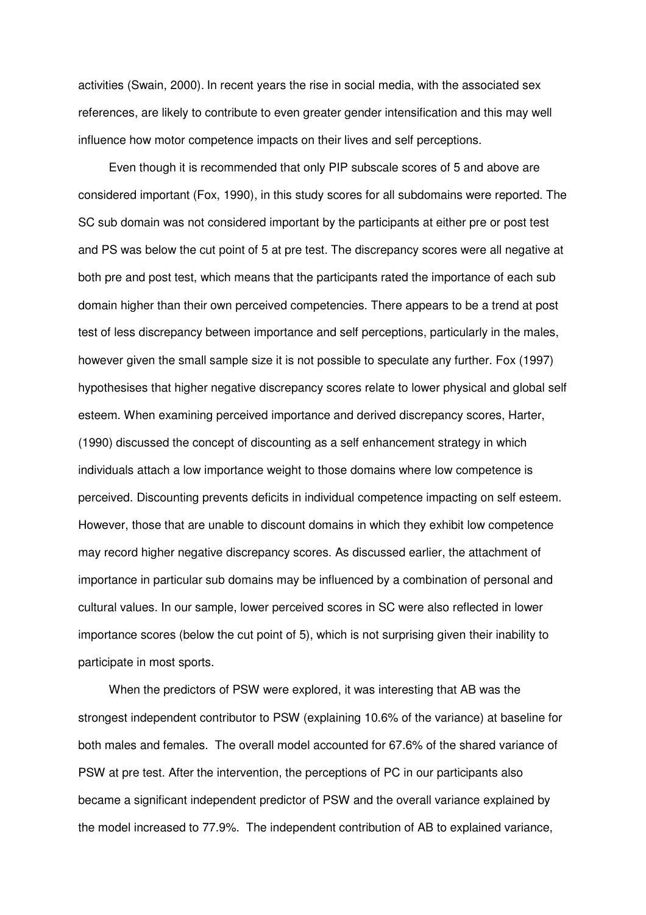activities (Swain, 2000). In recent years the rise in social media, with the associated sex references, are likely to contribute to even greater gender intensification and this may well influence how motor competence impacts on their lives and self perceptions.

Even though it is recommended that only PIP subscale scores of 5 and above are considered important (Fox, 1990), in this study scores for all subdomains were reported. The SC sub domain was not considered important by the participants at either pre or post test and PS was below the cut point of 5 at pre test. The discrepancy scores were all negative at both pre and post test, which means that the participants rated the importance of each sub domain higher than their own perceived competencies. There appears to be a trend at post test of less discrepancy between importance and self perceptions, particularly in the males, however given the small sample size it is not possible to speculate any further. Fox (1997) hypothesises that higher negative discrepancy scores relate to lower physical and global self esteem. When examining perceived importance and derived discrepancy scores, Harter, (1990) discussed the concept of discounting as a self enhancement strategy in which individuals attach a low importance weight to those domains where low competence is perceived. Discounting prevents deficits in individual competence impacting on self esteem. However, those that are unable to discount domains in which they exhibit low competence may record higher negative discrepancy scores. As discussed earlier, the attachment of importance in particular sub domains may be influenced by a combination of personal and cultural values. In our sample, lower perceived scores in SC were also reflected in lower importance scores (below the cut point of 5), which is not surprising given their inability to participate in most sports.

When the predictors of PSW were explored, it was interesting that AB was the strongest independent contributor to PSW (explaining 10.6% of the variance) at baseline for both males and females. The overall model accounted for 67.6% of the shared variance of PSW at pre test. After the intervention, the perceptions of PC in our participants also became a significant independent predictor of PSW and the overall variance explained by the model increased to 77.9%. The independent contribution of AB to explained variance,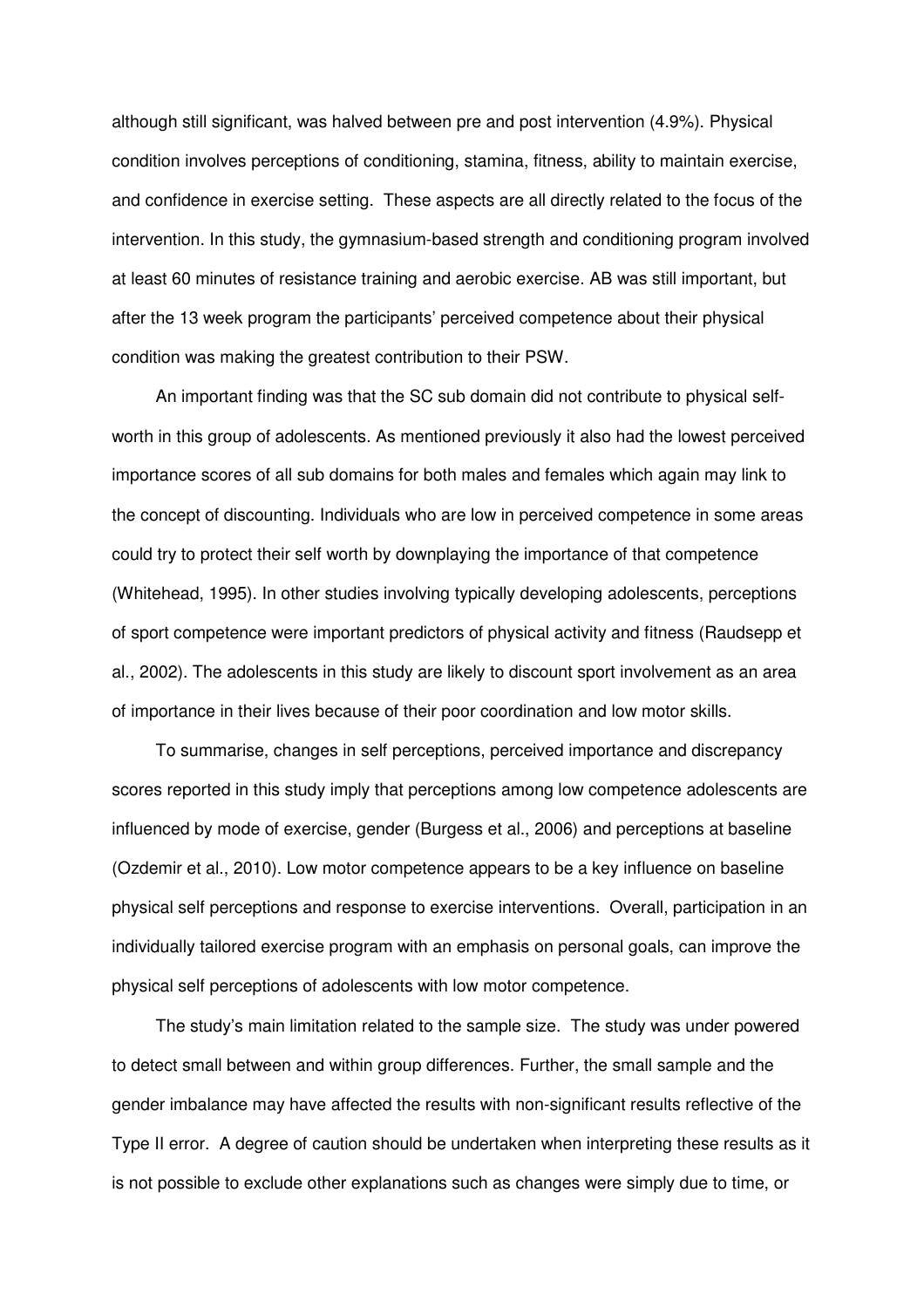although still significant, was halved between pre and post intervention (4.9%). Physical condition involves perceptions of conditioning, stamina, fitness, ability to maintain exercise, and confidence in exercise setting. These aspects are all directly related to the focus of the intervention. In this study, the gymnasium-based strength and conditioning program involved at least 60 minutes of resistance training and aerobic exercise. AB was still important, but after the 13 week program the participants' perceived competence about their physical condition was making the greatest contribution to their PSW.

An important finding was that the SC sub domain did not contribute to physical self-worth in this group of adolescents. As mentioned previously it also had the lowest perceived importance scores of all sub domains for both males and females which again may link to the concept of discounting. Individuals who are low in perceived competence in some areas could try to protect their self worth by downplaying the importance of that competence (Whitehead, 1995). In other studies involving typically developing adolescents, perceptions of sport competence were important predictors of physical activity and fitness (Raudsepp et al., 2002). The adolescents in this study are likely to discount sport involvement as an area of importance in their lives because of their poor coordination and low motor skills.

To summarise, changes in self perceptions, perceived importance and discrepancy scores reported in this study imply that perceptions among low competence adolescents are influenced by mode of exercise, gender (Burgess et al., 2006) and perceptions at baseline (Ozdemir et al., 2010). Low motor competence appears to be a key influence on baseline physical self perceptions and response to exercise interventions. Overall, participation in an individually tailored exercise program with an emphasis on personal goals, can improve the physical self perceptions of adolescents with low motor competence.

The study's main limitation related to the sample size. The study was under powered to detect small between and within group differences. Further, the small sample and the gender imbalance may have affected the results with non-significant results reflective of the Type II error. A degree of caution should be undertaken when interpreting these results as it is not possible to exclude other explanations such as changes were simply due to time, or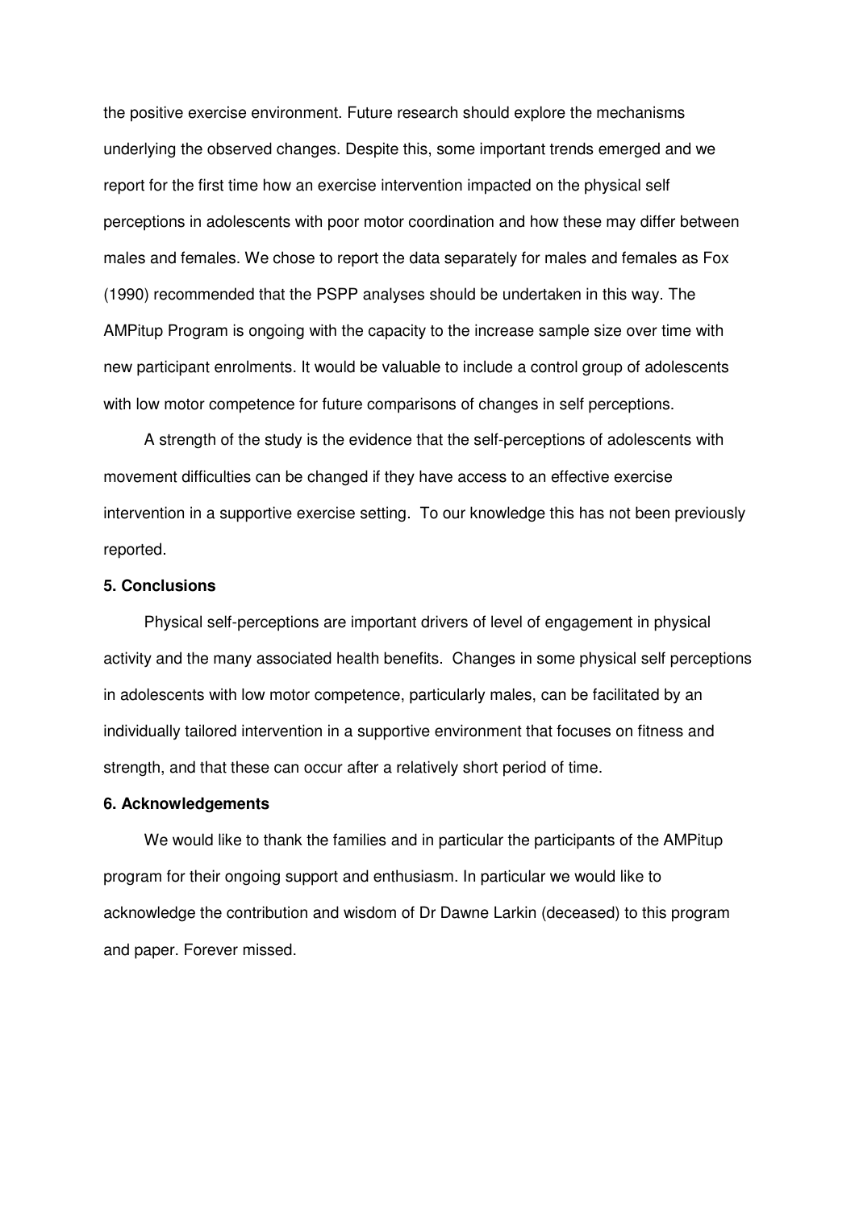the positive exercise environment. Future research should explore the mechanisms underlying the observed changes. Despite this, some important trends emerged and we report for the first time how an exercise intervention impacted on the physical self perceptions in adolescents with poor motor coordination and how these may differ between males and females. We chose to report the data separately for males and females as Fox (1990) recommended that the PSPP analyses should be undertaken in this way. The AMPitup Program is ongoing with the capacity to the increase sample size over time with new participant enrolments. It would be valuable to include a control group of adolescents with low motor competence for future comparisons of changes in self perceptions.

A strength of the study is the evidence that the self-perceptions of adolescents with movement difficulties can be changed if they have access to an effective exercise intervention in a supportive exercise setting. To our knowledge this has not been previously reported.

## 5. Conclusions

Physical self-perceptions are important drivers of level of engagement in physical activity and the many associated health benefits. Changes in some physical self perceptions in adolescents with low motor competence, particularly males, can be facilitated by an individually tailored intervention in a supportive environment that focuses on fitness and strength, and that these can occur after a relatively short period of time.

## 6. Acknowledgements

We would like to thank the families and in particular the participants of the AMPitup program for their ongoing support and enthusiasm. In particular we would like to acknowledge the contribution and wisdom of Dr Dawne Larkin (deceased) to this program and paper. Forever missed.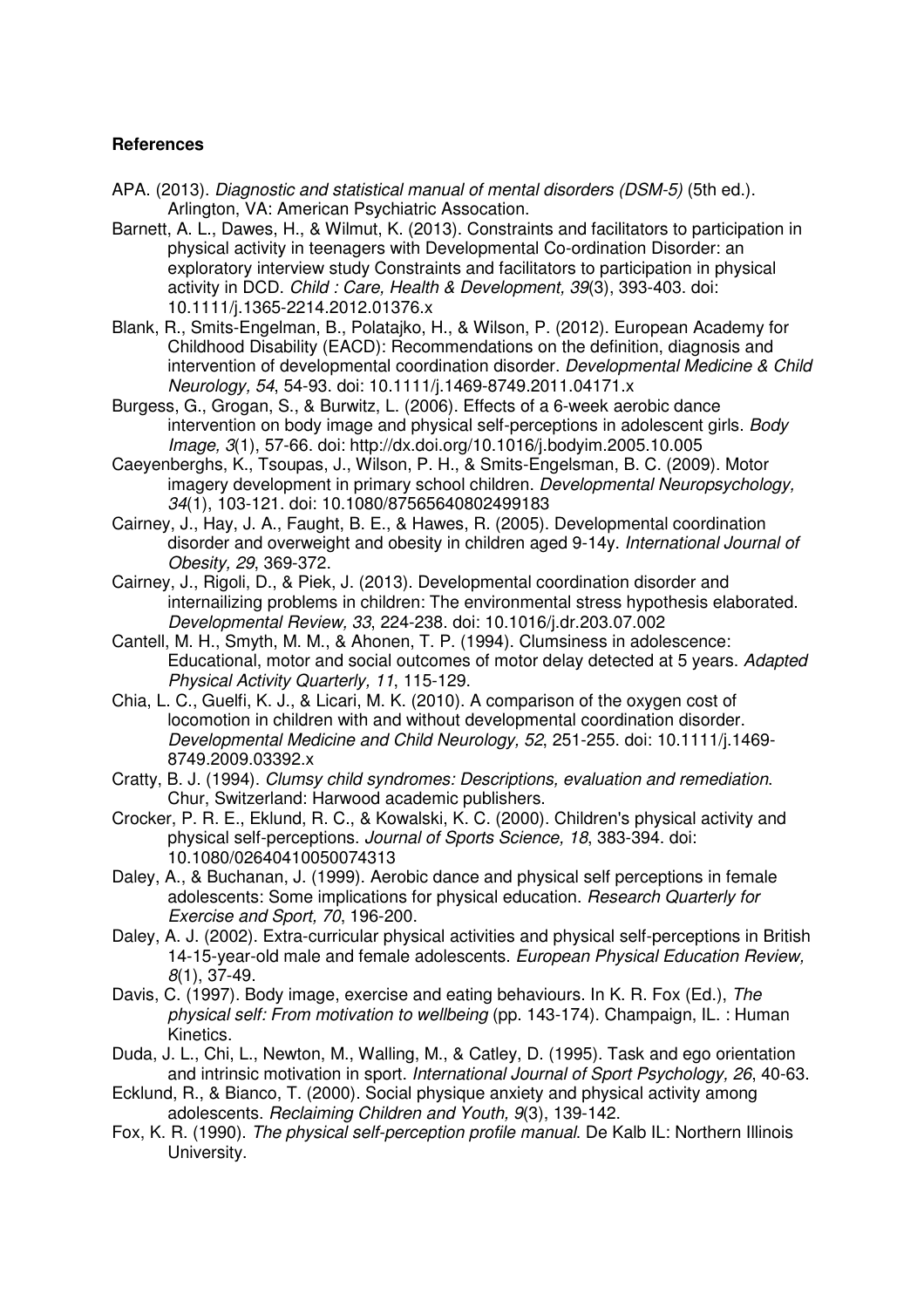**References**

APA. (2013). *Diagnostic and statistical manual of mental disorders (DSM-5)* (5th ed.). Arlington, VA: American Psychiatric Assocation.

Barnett, A. L., Dawes, H., & Wilmut, K. (2013). Constraints and facilitators to participation in physical activity in teenagers with Developmental Co-ordination Disorder: an exploratory interview study Constraints and facilitators to participation in physical activity in DCD. *Child : Care, Health & Development, 39*(3), 393-403. doi: 10.1111/j.1365-2214.2012.01376.x

Blank, R., Smits-Engelman, B., Polatajko, H., & Wilson, P. (2012). European Academy for Childhood Disability (EACD): Recommendations on the definition, diagnosis and intervention of developmental coordination disorder. *Developmental Medicine & Child Neurology, 54*, 54-93. doi: 10.1111/j.1469-8749.2011.04171.x

Burgess, G., Grogan, S., & Burwitz, L. (2006). Effects of a 6-week aerobic dance intervention on body image and physical self-perceptions in adolescent girls. *Body Image, 3*(1), 57-66. doi: http://dx.doi.org/10.1016/j.bodyim.2005.10.005

Caeyenberghs, K., Tsoupas, J., Wilson, P. H., & Smits-Engelsman, B. C. (2009). Motor imagery development in primary school children. *Developmental Neuropsychology, 34*(1), 103-121. doi: 10.1080/87565640802499183

Cairney, J., Hay, J. A., Faught, B. E., & Hawes, R. (2005). Developmental coordination disorder and overweight and obesity in children aged 9-14y. *International Journal of Obesity, 29*, 369-372.

Cairney, J., Rigoli, D., & Piek, J. (2013). Developmental coordination disorder and internailizing problems in children: The environmental stress hypothesis elaborated. *Developmental Review, 33*, 224-238. doi: 10.1016/j.dr.203.07.002

Cantell, M. H., Smyth, M. M., & Ahonen, T. P. (1994). Clumsiness in adolescence: Educational, motor and social outcomes of motor delay detected at 5 years. *Adapted Physical Activity Quarterly, 11*, 115-129.

Chia, L. C., Guelfi, K. J., & Licari, M. K. (2010). A comparison of the oxygen cost of locomotion in children with and without developmental coordination disorder. *Developmental Medicine and Child Neurology, 52*, 251-255. doi: 10.1111/j.1469-8749.2009.03392.x

Cratty, B. J. (1994). *Clumsy child syndromes: Descriptions, evaluation and remediation*. Chur, Switzerland: Harwood academic publishers.

Crocker, P. R. E., Eklund, R. C., & Kowalski, K. C. (2000). Children's physical activity and physical self-perceptions. *Journal of Sports Science, 18*, 383-394. doi: 10.1080/02640410050074313

Daley, A., & Buchanan, J. (1999). Aerobic dance and physical self perceptions in female adolescents: Some implications for physical education. *Research Quarterly for Exercise and Sport, 70*, 196-200.

Daley, A. J. (2002). Extra-curricular physical activities and physical self-perceptions in British 14-15-year-old male and female adolescents. *European Physical Education Review, 8*(1), 37-49.

Davis, C. (1997). Body image, exercise and eating behaviours. In K. R. Fox (Ed.), *The physical self: From motivation to wellbeing* (pp. 143-174). Champaign, IL. : Human Kinetics.

Duda, J. L., Chi, L., Newton, M., Walling, M., & Catley, D. (1995). Task and ego orientation and intrinsic motivation in sport. *International Journal of Sport Psychology, 26*, 40-63.

Ecklund, R., & Bianco, T. (2000). Social physique anxiety and physical activity among adolescents. *Reclaiming Children and Youth, 9*(3), 139-142.

Fox, K. R. (1990). *The physical self-perception profile manual*. De Kalb IL: Northern Illinois University.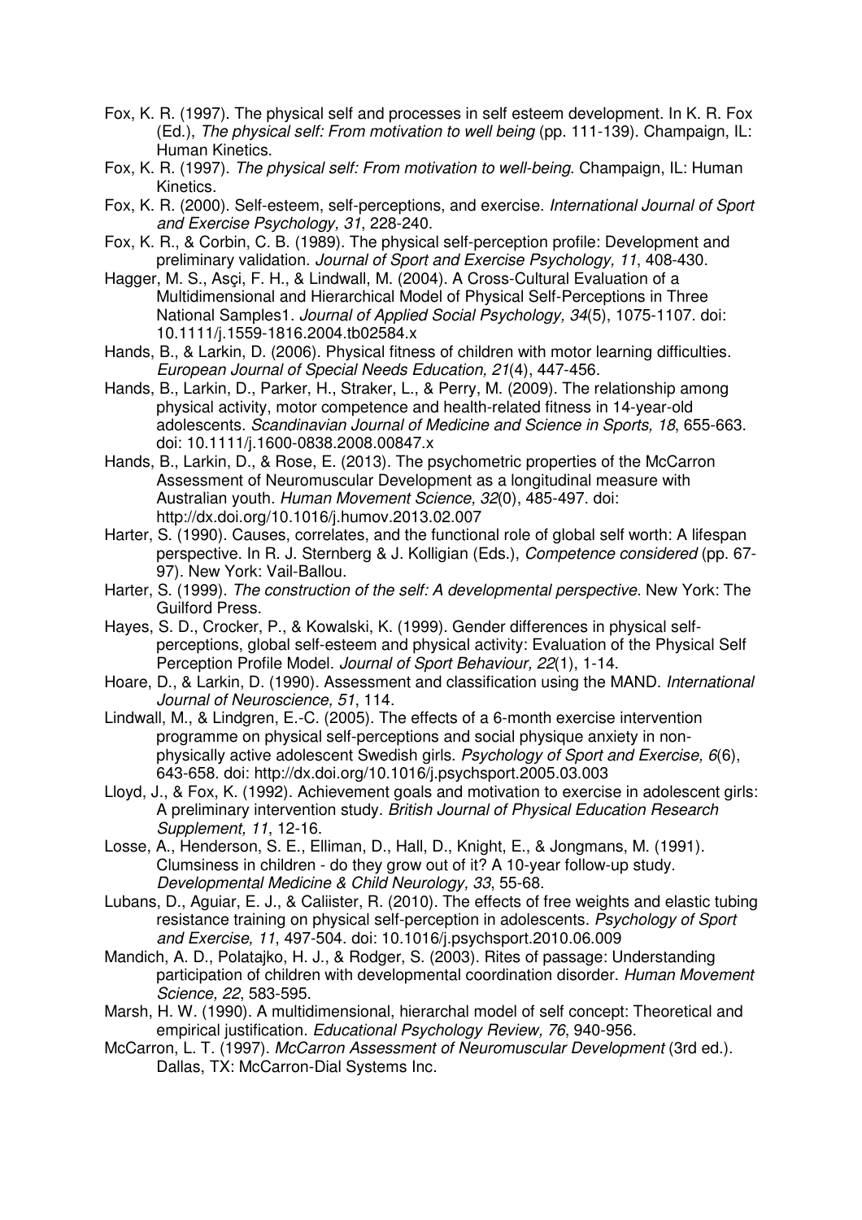Fox, K. R. (1997). The physical self and processes in self esteem development. In K. R. Fox (Ed.), *The physical self: From motivation to well being* (pp. 111-139). Champaign, IL: Human Kinetics.

Fox, K. R. (1997). *The physical self: From motivation to well-being*. Champaign, IL: Human Kinetics.

Fox, K. R. (2000). Self-esteem, self-perceptions, and exercise. *International Journal of Sport and Exercise Psychology, 31*, 228-240.

Fox, K. R., & Corbin, C. B. (1989). The physical self-perception profile: Development and preliminary validation. *Journal of Sport and Exercise Psychology, 11*, 408-430.

Hagger, M. S., Asçi, F. H., & Lindwall, M. (2004). A Cross-Cultural Evaluation of a Multidimensional and Hierarchical Model of Physical Self-Perceptions in Three National Samples1. *Journal of Applied Social Psychology, 34*(5), 1075-1107. doi: 10.1111/j.1559-1816.2004.tb02584.x

Hands, B., & Larkin, D. (2006). Physical fitness of children with motor learning difficulties. *European Journal of Special Needs Education, 21*(4), 447-456.

Hands, B., Larkin, D., Parker, H., Straker, L., & Perry, M. (2009). The relationship among physical activity, motor competence and health-related fitness in 14-year-old adolescents. *Scandinavian Journal of Medicine and Science in Sports, 18*, 655-663. doi: 10.1111/j.1600-0838.2008.00847.x

Hands, B., Larkin, D., & Rose, E. (2013). The psychometric properties of the McCarron Assessment of Neuromuscular Development as a longitudinal measure with Australian youth. *Human Movement Science, 32*(0), 485-497. doi: http://dx.doi.org/10.1016/j.humov.2013.02.007

Harter, S. (1990). Causes, correlates, and the functional role of global self worth: A lifespan perspective. In R. J. Sternberg & J. Kolligian (Eds.), *Competence considered* (pp. 67-97). New York: Vail-Ballou.

Harter, S. (1999). *The construction of the self: A developmental perspective*. New York: The Guilford Press.

Hayes, S. D., Crocker, P., & Kowalski, K. (1999). Gender differences in physical self-perceptions, global self-esteem and physical activity: Evaluation of the Physical Self Perception Profile Model. *Journal of Sport Behaviour, 22*(1), 1-14.

Hoare, D., & Larkin, D. (1990). Assessment and classification using the MAND. *International Journal of Neuroscience, 51*, 114.

Lindwall, M., & Lindgren, E.-C. (2005). The effects of a 6-month exercise intervention programme on physical self-perceptions and social physique anxiety in non-physically active adolescent Swedish girls. *Psychology of Sport and Exercise, 6*(6), 643-658. doi: http://dx.doi.org/10.1016/j.psychsport.2005.03.003

Lloyd, J., & Fox, K. (1992). Achievement goals and motivation to exercise in adolescent girls: A preliminary intervention study. *British Journal of Physical Education Research Supplement, 11*, 12-16.

Losse, A., Henderson, S. E., Elliman, D., Hall, D., Knight, E., & Jongmans, M. (1991). Clumsiness in children - do they grow out of it? A 10-year follow-up study. *Developmental Medicine & Child Neurology, 33*, 55-68.

Lubans, D., Aguiar, E. J., & Caliister, R. (2010). The effects of free weights and elastic tubing resistance training on physical self-perception in adolescents. *Psychology of Sport and Exercise, 11*, 497-504. doi: 10.1016/j.psychsport.2010.06.009

Mandich, A. D., Polatajko, H. J., & Rodger, S. (2003). Rites of passage: Understanding participation of children with developmental coordination disorder. *Human Movement Science, 22*, 583-595.

Marsh, H. W. (1990). A multidimensional, hierarchal model of self concept: Theoretical and empirical justification. *Educational Psychology Review, 76*, 940-956.

McCarron, L. T. (1997). *McCarron Assessment of Neuromuscular Development* (3rd ed.). Dallas, TX: McCarron-Dial Systems Inc.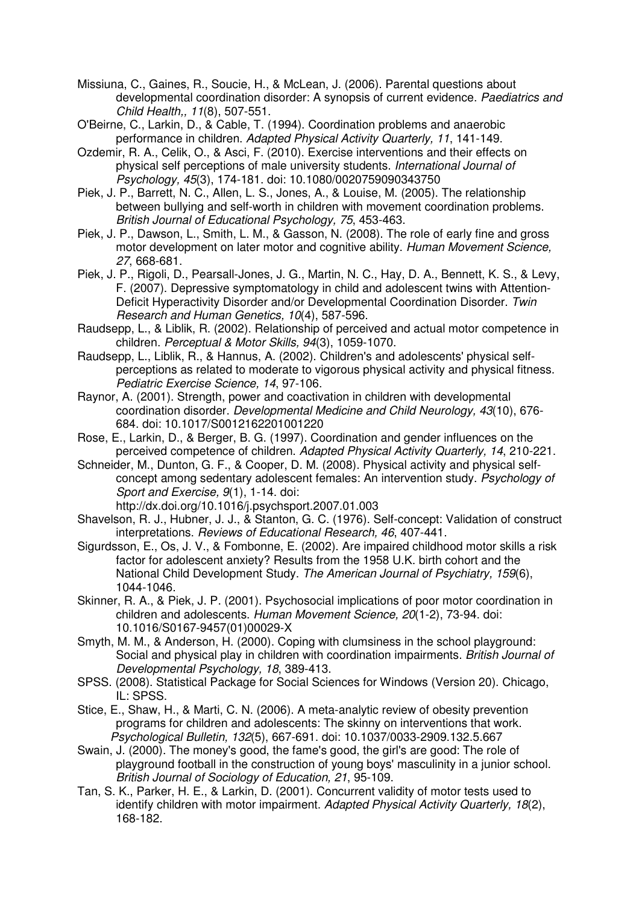Missiuna, C., Gaines, R., Soucie, H., & McLean, J. (2006). Parental questions about developmental coordination disorder: A synopsis of current evidence. *Paediatrics and Child Health,, 11*(8), 507-551.

O'Beirne, C., Larkin, D., & Cable, T. (1994). Coordination problems and anaerobic performance in children. *Adapted Physical Activity Quarterly, 11*, 141-149.

Ozdemir, R. A., Celik, O., & Asci, F. (2010). Exercise interventions and their effects on physical self perceptions of male university students. *International Journal of Psychology, 45*(3), 174-181. doi: 10.1080/0020759090343750

Piek, J. P., Barrett, N. C., Allen, L. S., Jones, A., & Louise, M. (2005). The relationship between bullying and self-worth in children with movement coordination problems. *British Journal of Educational Psychology, 75*, 453-463.

Piek, J. P., Dawson, L., Smith, L. M., & Gasson, N. (2008). The role of early fine and gross motor development on later motor and cognitive ability. *Human Movement Science, 27*, 668-681.

Piek, J. P., Rigoli, D., Pearsall-Jones, J. G., Martin, N. C., Hay, D. A., Bennett, K. S., & Levy, F. (2007). Depressive symptomatology in child and adolescent twins with Attention-Deficit Hyperactivity Disorder and/or Developmental Coordination Disorder. *Twin Research and Human Genetics, 10*(4), 587-596.

Raudsepp, L., & Liblik, R. (2002). Relationship of perceived and actual motor competence in children. *Perceptual & Motor Skills, 94*(3), 1059-1070.

Raudsepp, L., Liblik, R., & Hannus, A. (2002). Children's and adolescents' physical self-perceptions as related to moderate to vigorous physical activity and physical fitness. *Pediatric Exercise Science, 14*, 97-106.

Raynor, A. (2001). Strength, power and coactivation in children with developmental coordination disorder. *Developmental Medicine and Child Neurology, 43*(10), 676-684. doi: 10.1017/S0012162201001220

Rose, E., Larkin, D., & Berger, B. G. (1997). Coordination and gender influences on the perceived competence of children. *Adapted Physical Activity Quarterly, 14*, 210-221.

Schneider, M., Dunton, G. F., & Cooper, D. M. (2008). Physical activity and physical self-concept among sedentary adolescent females: An intervention study. *Psychology of Sport and Exercise, 9*(1), 1-14. doi: http://dx.doi.org/10.1016/j.psychsport.2007.01.003

Shavelson, R. J., Hubner, J. J., & Stanton, G. C. (1976). Self-concept: Validation of construct interpretations. *Reviews of Educational Research, 46*, 407-441.

Sigurdsson, E., Os, J. V., & Fombonne, E. (2002). Are impaired childhood motor skills a risk factor for adolescent anxiety? Results from the 1958 U.K. birth cohort and the National Child Development Study. *The American Journal of Psychiatry, 159*(6), 1044-1046.

Skinner, R. A., & Piek, J. P. (2001). Psychosocial implications of poor motor coordination in children and adolescents. *Human Movement Science, 20*(1-2), 73-94. doi: 10.1016/S0167-9457(01)00029-X

Smyth, M. M., & Anderson, H. (2000). Coping with clumsiness in the school playground: Social and physical play in children with coordination impairments. *British Journal of Developmental Psychology, 18*, 389-413.

SPSS. (2008). Statistical Package for Social Sciences for Windows (Version 20). Chicago, IL: SPSS.

Stice, E., Shaw, H., & Marti, C. N. (2006). A meta-analytic review of obesity prevention programs for children and adolescents: The skinny on interventions that work. *Psychological Bulletin, 132*(5), 667-691. doi: 10.1037/0033-2909.132.5.667

Swain, J. (2000). The money's good, the fame's good, the girl's are good: The role of playground football in the construction of young boys' masculinity in a junior school. *British Journal of Sociology of Education, 21*, 95-109.

Tan, S. K., Parker, H. E., & Larkin, D. (2001). Concurrent validity of motor tests used to identify children with motor impairment. *Adapted Physical Activity Quarterly, 18*(2), 168-182.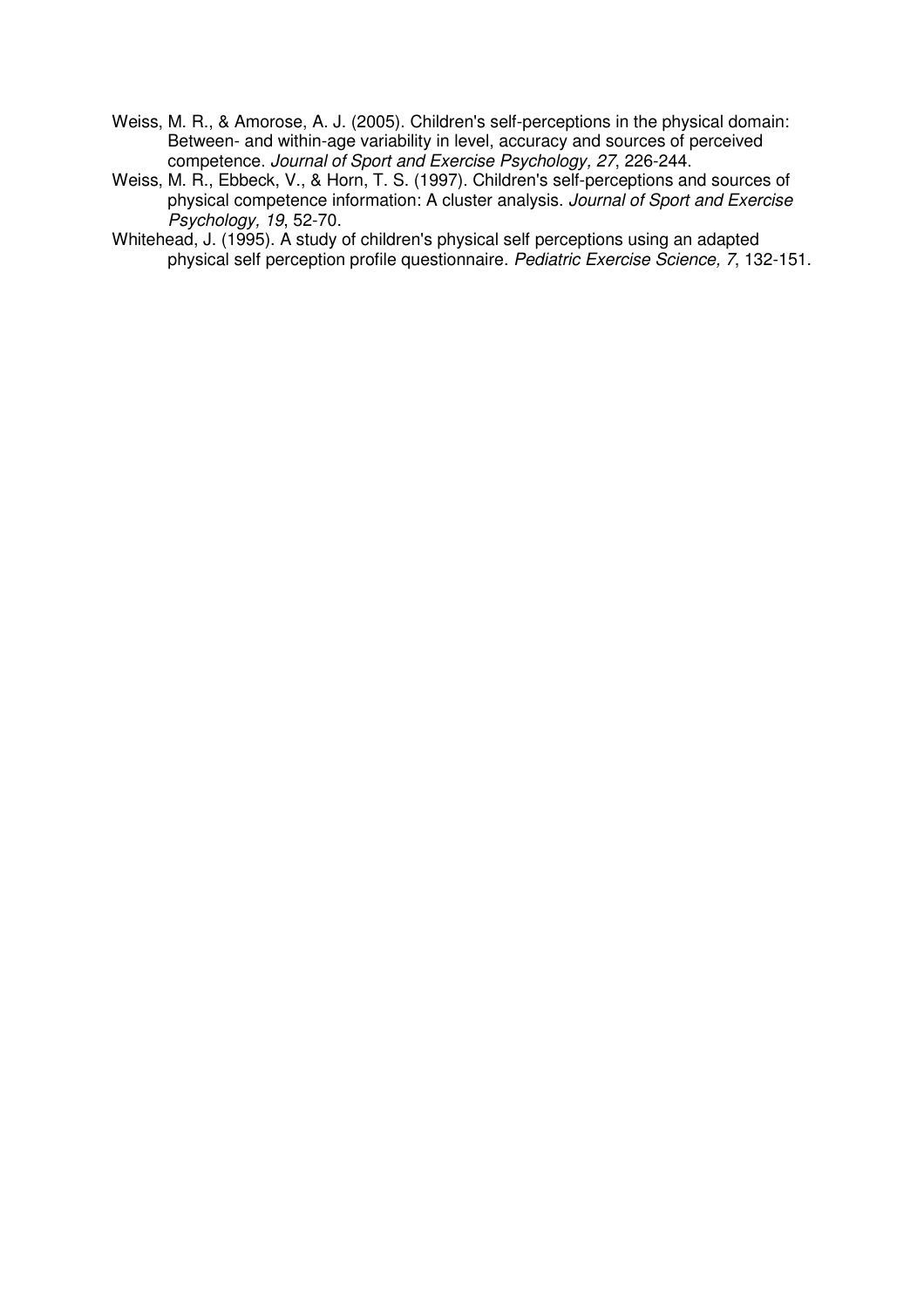Weiss, M. R., & Amorose, A. J. (2005). Children's self-perceptions in the physical domain: Between- and within-age variability in level, accuracy and sources of perceived competence. *Journal of Sport and Exercise Psychology, 27*, 226-244.

Weiss, M. R., Ebbeck, V., & Horn, T. S. (1997). Children's self-perceptions and sources of physical competence information: A cluster analysis. *Journal of Sport and Exercise Psychology, 19*, 52-70.

Whitehead, J. (1995). A study of children's physical self perceptions using an adapted physical self perception profile questionnaire. *Pediatric Exercise Science, 7*, 132-151.